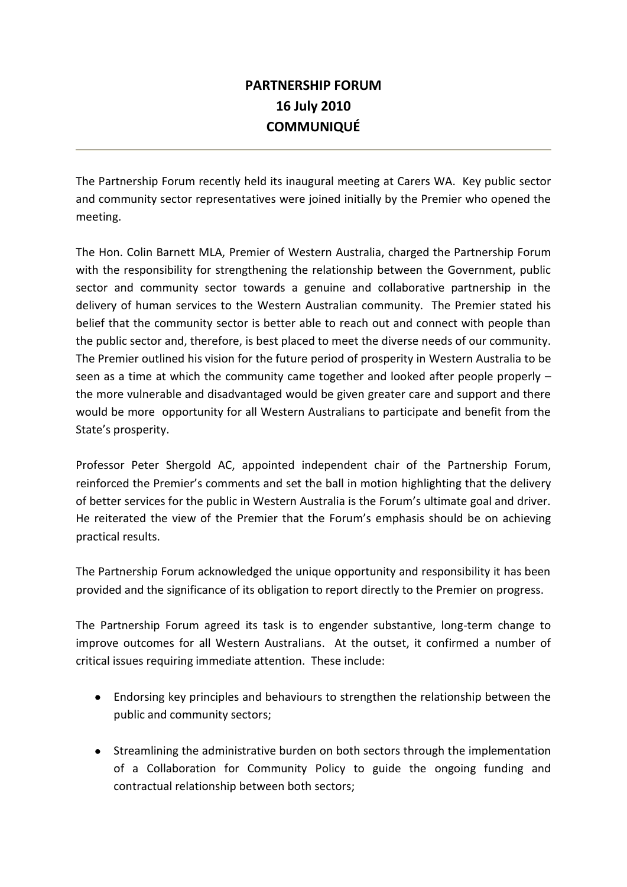# PARTNERSHIP FORUM
# 16 July 2010
# COMMUNIQUÉ

---

The Partnership Forum recently held its inaugural meeting at Carers WA. Key public sector and community sector representatives were joined initially by the Premier who opened the meeting.

The Hon. Colin Barnett MLA, Premier of Western Australia, charged the Partnership Forum with the responsibility for strengthening the relationship between the Government, public sector and community sector towards a genuine and collaborative partnership in the delivery of human services to the Western Australian community. The Premier stated his belief that the community sector is better able to reach out and connect with people than the public sector and, therefore, is best placed to meet the diverse needs of our community. The Premier outlined his vision for the future period of prosperity in Western Australia to be seen as a time at which the community came together and looked after people properly – the more vulnerable and disadvantaged would be given greater care and support and there would be more opportunity for all Western Australians to participate and benefit from the State's prosperity.

Professor Peter Shergold AC, appointed independent chair of the Partnership Forum, reinforced the Premier's comments and set the ball in motion highlighting that the delivery of better services for the public in Western Australia is the Forum's ultimate goal and driver. He reiterated the view of the Premier that the Forum's emphasis should be on achieving practical results.

The Partnership Forum acknowledged the unique opportunity and responsibility it has been provided and the significance of its obligation to report directly to the Premier on progress.

The Partnership Forum agreed its task is to engender substantive, long-term change to improve outcomes for all Western Australians. At the outset, it confirmed a number of critical issues requiring immediate attention. These include:

- Endorsing key principles and behaviours to strengthen the relationship between the public and community sectors;
- Streamlining the administrative burden on both sectors through the implementation of a Collaboration for Community Policy to guide the ongoing funding and contractual relationship between both sectors;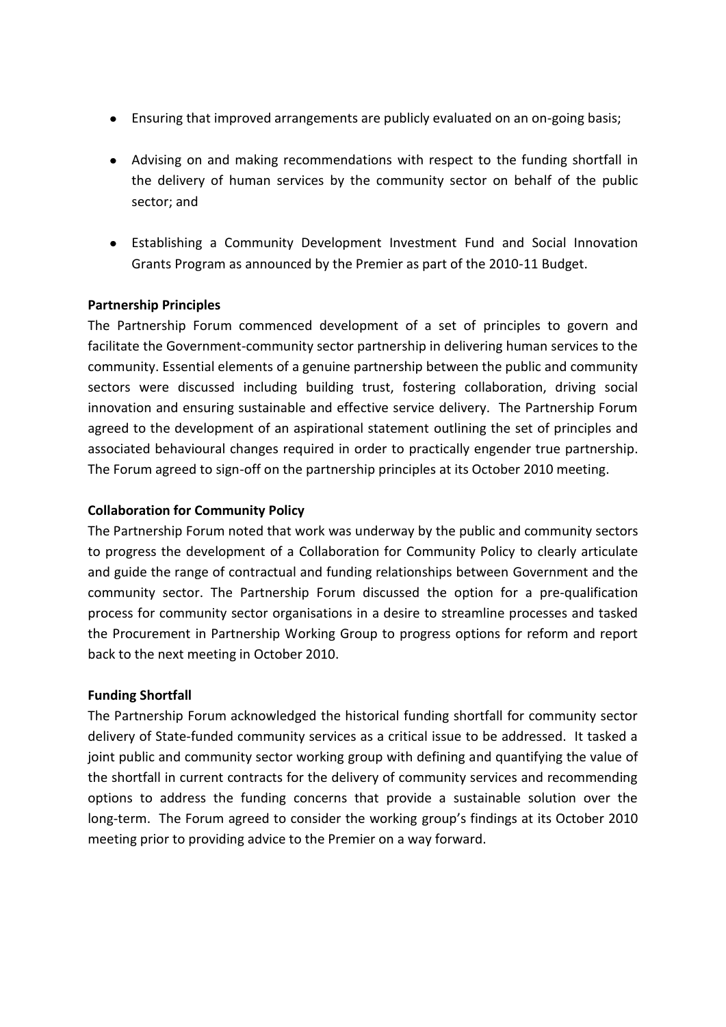- Ensuring that improved arrangements are publicly evaluated on an on-going basis;
- Advising on and making recommendations with respect to the funding shortfall in the delivery of human services by the community sector on behalf of the public sector; and
- Establishing a Community Development Investment Fund and Social Innovation Grants Program as announced by the Premier as part of the 2010-11 Budget.

**Partnership Principles**

The Partnership Forum commenced development of a set of principles to govern and facilitate the Government-community sector partnership in delivering human services to the community. Essential elements of a genuine partnership between the public and community sectors were discussed including building trust, fostering collaboration, driving social innovation and ensuring sustainable and effective service delivery. The Partnership Forum agreed to the development of an aspirational statement outlining the set of principles and associated behavioural changes required in order to practically engender true partnership. The Forum agreed to sign-off on the partnership principles at its October 2010 meeting.

**Collaboration for Community Policy**

The Partnership Forum noted that work was underway by the public and community sectors to progress the development of a Collaboration for Community Policy to clearly articulate and guide the range of contractual and funding relationships between Government and the community sector. The Partnership Forum discussed the option for a pre-qualification process for community sector organisations in a desire to streamline processes and tasked the Procurement in Partnership Working Group to progress options for reform and report back to the next meeting in October 2010.

**Funding Shortfall**

The Partnership Forum acknowledged the historical funding shortfall for community sector delivery of State-funded community services as a critical issue to be addressed. It tasked a joint public and community sector working group with defining and quantifying the value of the shortfall in current contracts for the delivery of community services and recommending options to address the funding concerns that provide a sustainable solution over the long-term. The Forum agreed to consider the working group's findings at its October 2010 meeting prior to providing advice to the Premier on a way forward.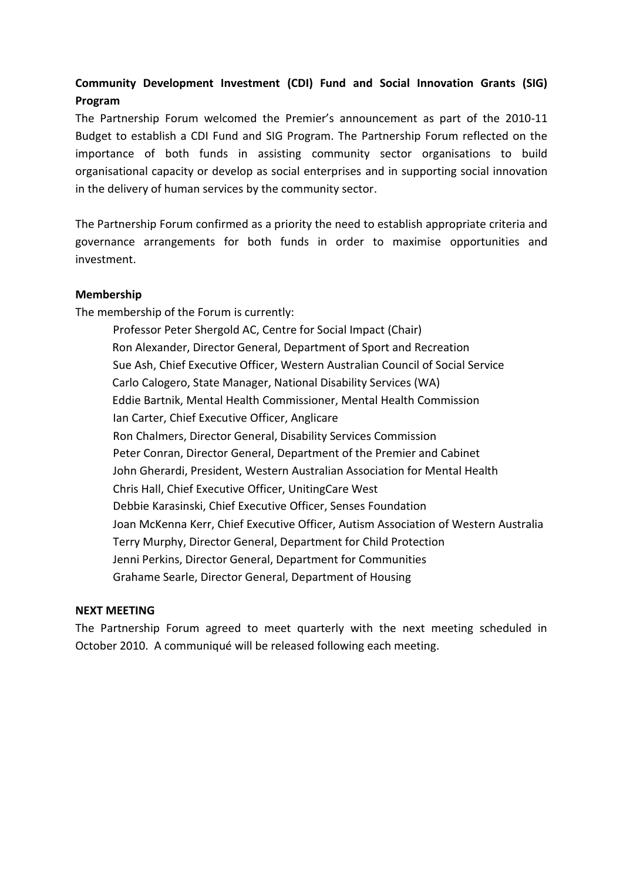**Community Development Investment (CDI) Fund and Social Innovation Grants (SIG) Program**

The Partnership Forum welcomed the Premier's announcement as part of the 2010-11 Budget to establish a CDI Fund and SIG Program. The Partnership Forum reflected on the importance of both funds in assisting community sector organisations to build organisational capacity or develop as social enterprises and in supporting social innovation in the delivery of human services by the community sector.

The Partnership Forum confirmed as a priority the need to establish appropriate criteria and governance arrangements for both funds in order to maximise opportunities and investment.

**Membership**

The membership of the Forum is currently:

- Professor Peter Shergold AC, Centre for Social Impact (Chair)
- Ron Alexander, Director General, Department of Sport and Recreation
- Sue Ash, Chief Executive Officer, Western Australian Council of Social Service
- Carlo Calogero, State Manager, National Disability Services (WA)
- Eddie Bartnik, Mental Health Commissioner, Mental Health Commission
- Ian Carter, Chief Executive Officer, Anglicare
- Ron Chalmers, Director General, Disability Services Commission
- Peter Conran, Director General, Department of the Premier and Cabinet
- John Gherardi, President, Western Australian Association for Mental Health
- Chris Hall, Chief Executive Officer, UnitingCare West
- Debbie Karasinski, Chief Executive Officer, Senses Foundation
- Joan McKenna Kerr, Chief Executive Officer, Autism Association of Western Australia
- Terry Murphy, Director General, Department for Child Protection
- Jenni Perkins, Director General, Department for Communities
- Grahame Searle, Director General, Department of Housing

**NEXT MEETING**

The Partnership Forum agreed to meet quarterly with the next meeting scheduled in October 2010. A communiqué will be released following each meeting.